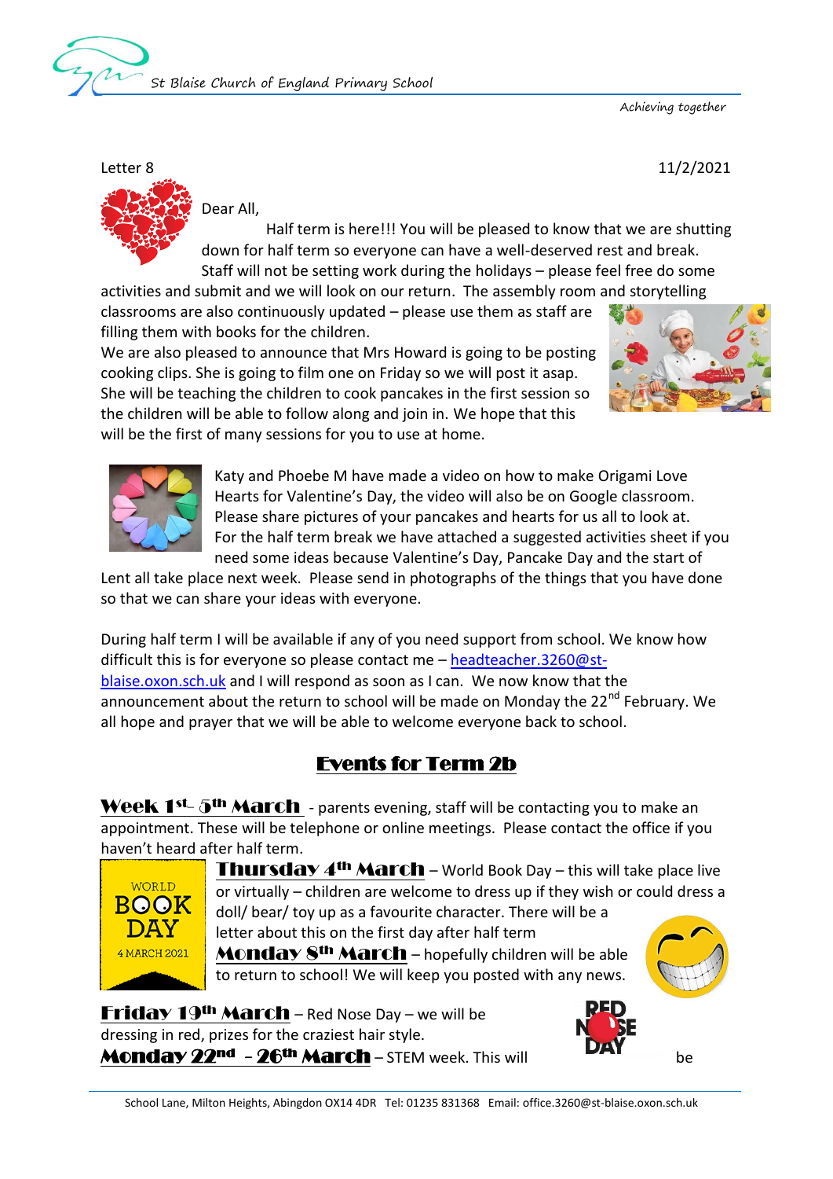St Blaise Church of England Primary School

*Achieving together*

Letter 8 11/2/2021

Dear All,

Half term is here!!! You will be pleased to know that we are shutting down for half term so everyone can have a well-deserved rest and break. Staff will not be setting work during the holidays – please feel free do some activities and submit and we will look on our return. The assembly room and storytelling classrooms are also continuously updated – please use them as staff are filling them with books for the children.

We are also pleased to announce that Mrs Howard is going to be posting cooking clips. She is going to film one on Friday so we will post it asap. She will be teaching the children to cook pancakes in the first session so the children will be able to follow along and join in. We hope that this will be the first of many sessions for you to use at home.

Katy and Phoebe M have made a video on how to make Origami Love Hearts for Valentine's Day, the video will also be on Google classroom. Please share pictures of your pancakes and hearts for us all to look at. For the half term break we have attached a suggested activities sheet if you need some ideas because Valentine's Day, Pancake Day and the start of Lent all take place next week. Please send in photographs of the things that you have done so that we can share your ideas with everyone.

During half term I will be available if any of you need support from school. We know how difficult this is for everyone so please contact me – headteacher.3260@st-blaise.oxon.sch.uk and I will respond as soon as I can. We now know that the announcement about the return to school will be made on Monday the 22nd February. We all hope and prayer that we will be able to welcome everyone back to school.

## Events for Term 2b

**Week 1st- 5th March** - parents evening, staff will be contacting you to make an appointment. These will be telephone or online meetings. Please contact the office if you haven't heard after half term.

**Thursday 4th March** – World Book Day – this will take place live or virtually – children are welcome to dress up if they wish or could dress a doll/ bear/ toy up as a favourite character. There will be a letter about this on the first day after half term

**Monday 8th March** – hopefully children will be able to return to school! We will keep you posted with any news.

**Friday 19th March** – Red Nose Day – we will be dressing in red, prizes for the craziest hair style.

**Monday 22nd – 26th March** – STEM week. This will be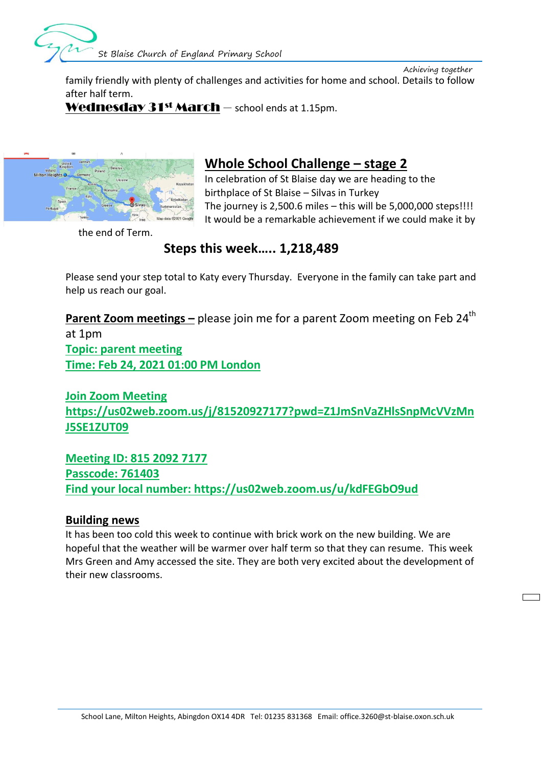family friendly with plenty of challenges and activities for home and school. Details to follow after half term.

**Wednesday 31st March** – school ends at 1.15pm.

## Whole School Challenge – stage 2

In celebration of St Blaise day we are heading to the birthplace of St Blaise – Silvas in Turkey

The journey is 2,500.6 miles – this will be 5,000,000 steps!!!!

It would be a remarkable achievement if we could make it by the end of Term.

**Steps this week….. 1,218,489**

Please send your step total to Katy every Thursday. Everyone in the family can take part and help us reach our goal.

**Parent Zoom meetings –** please join me for a parent Zoom meeting on Feb 24th at 1pm

**Topic: parent meeting**
**Time: Feb 24, 2021 01:00 PM London**

**Join Zoom Meeting**
**https://us02web.zoom.us/j/81520927177?pwd=Z1JmSnVaZHlsSnpMcVVzMnJ5SE1ZUT09**

**Meeting ID: 815 2092 7177**
**Passcode: 761403**
**Find your local number: https://us02web.zoom.us/u/kdFEGbO9ud**

## Building news

It has been too cold this week to continue with brick work on the new building. We are hopeful that the weather will be warmer over half term so that they can resume. This week Mrs Green and Amy accessed the site. They are both very excited about the development of their new classrooms.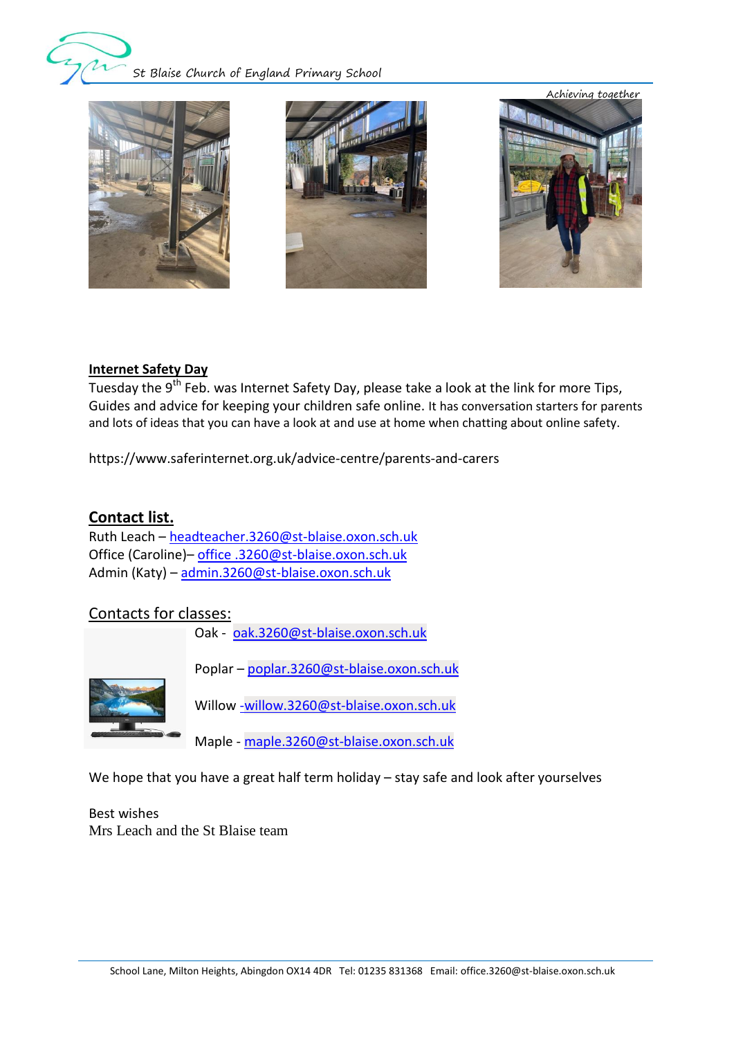## Internet Safety Day

Tuesday the 9th Feb. was Internet Safety Day, please take a look at the link for more Tips, Guides and advice for keeping your children safe online. It has conversation starters for parents and lots of ideas that you can have a look at and use at home when chatting about online safety.

https://www.saferinternet.org.uk/advice-centre/parents-and-carers

## Contact list.

Ruth Leach – headteacher.3260@st-blaise.oxon.sch.uk
Office (Caroline)– office .3260@st-blaise.oxon.sch.uk
Admin (Katy) – admin.3260@st-blaise.oxon.sch.uk

### Contacts for classes:

Oak - oak.3260@st-blaise.oxon.sch.uk

Poplar – poplar.3260@st-blaise.oxon.sch.uk

Willow -willow.3260@st-blaise.oxon.sch.uk

Maple - maple.3260@st-blaise.oxon.sch.uk

We hope that you have a great half term holiday – stay safe and look after yourselves

Best wishes
Mrs Leach and the St Blaise team